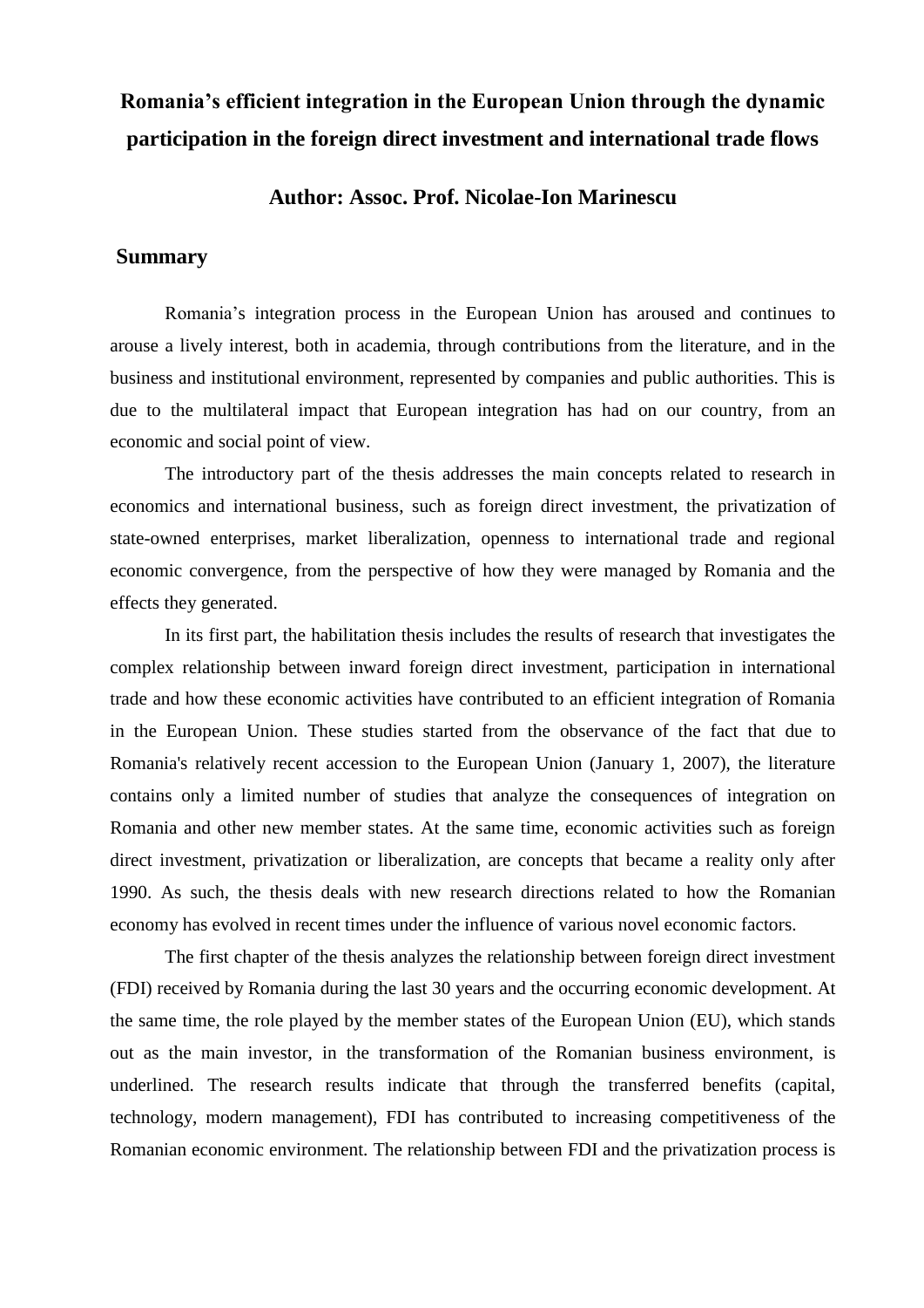# Romania's efficient integration in the European Union through the dynamic participation in the foreign direct investment and international trade flows

## Author: Assoc. Prof. Nicolae-Ion Marinescu

## Summary

Romania's integration process in the European Union has aroused and continues to arouse a lively interest, both in academia, through contributions from the literature, and in the business and institutional environment, represented by companies and public authorities. This is due to the multilateral impact that European integration has had on our country, from an economic and social point of view.

The introductory part of the thesis addresses the main concepts related to research in economics and international business, such as foreign direct investment, the privatization of state-owned enterprises, market liberalization, openness to international trade and regional economic convergence, from the perspective of how they were managed by Romania and the effects they generated.

In its first part, the habilitation thesis includes the results of research that investigates the complex relationship between inward foreign direct investment, participation in international trade and how these economic activities have contributed to an efficient integration of Romania in the European Union. These studies started from the observance of the fact that due to Romania's relatively recent accession to the European Union (January 1, 2007), the literature contains only a limited number of studies that analyze the consequences of integration on Romania and other new member states. At the same time, economic activities such as foreign direct investment, privatization or liberalization, are concepts that became a reality only after 1990. As such, the thesis deals with new research directions related to how the Romanian economy has evolved in recent times under the influence of various novel economic factors.

The first chapter of the thesis analyzes the relationship between foreign direct investment (FDI) received by Romania during the last 30 years and the occurring economic development. At the same time, the role played by the member states of the European Union (EU), which stands out as the main investor, in the transformation of the Romanian business environment, is underlined. The research results indicate that through the transferred benefits (capital, technology, modern management), FDI has contributed to increasing competitiveness of the Romanian economic environment. The relationship between FDI and the privatization process is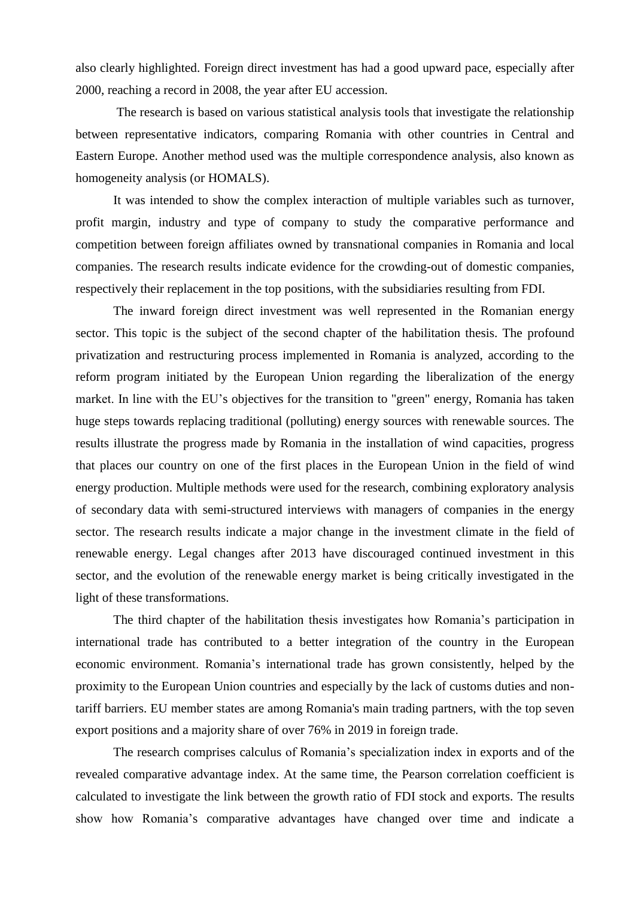also clearly highlighted. Foreign direct investment has had a good upward pace, especially after 2000, reaching a record in 2008, the year after EU accession.

The research is based on various statistical analysis tools that investigate the relationship between representative indicators, comparing Romania with other countries in Central and Eastern Europe. Another method used was the multiple correspondence analysis, also known as homogeneity analysis (or HOMALS).

It was intended to show the complex interaction of multiple variables such as turnover, profit margin, industry and type of company to study the comparative performance and competition between foreign affiliates owned by transnational companies in Romania and local companies. The research results indicate evidence for the crowding-out of domestic companies, respectively their replacement in the top positions, with the subsidiaries resulting from FDI.

The inward foreign direct investment was well represented in the Romanian energy sector. This topic is the subject of the second chapter of the habilitation thesis. The profound privatization and restructuring process implemented in Romania is analyzed, according to the reform program initiated by the European Union regarding the liberalization of the energy market. In line with the EU's objectives for the transition to "green" energy, Romania has taken huge steps towards replacing traditional (polluting) energy sources with renewable sources. The results illustrate the progress made by Romania in the installation of wind capacities, progress that places our country on one of the first places in the European Union in the field of wind energy production. Multiple methods were used for the research, combining exploratory analysis of secondary data with semi-structured interviews with managers of companies in the energy sector. The research results indicate a major change in the investment climate in the field of renewable energy. Legal changes after 2013 have discouraged continued investment in this sector, and the evolution of the renewable energy market is being critically investigated in the light of these transformations.

The third chapter of the habilitation thesis investigates how Romania's participation in international trade has contributed to a better integration of the country in the European economic environment. Romania's international trade has grown consistently, helped by the proximity to the European Union countries and especially by the lack of customs duties and non-tariff barriers. EU member states are among Romania's main trading partners, with the top seven export positions and a majority share of over 76% in 2019 in foreign trade.

The research comprises calculus of Romania's specialization index in exports and of the revealed comparative advantage index. At the same time, the Pearson correlation coefficient is calculated to investigate the link between the growth ratio of FDI stock and exports. The results show how Romania's comparative advantages have changed over time and indicate a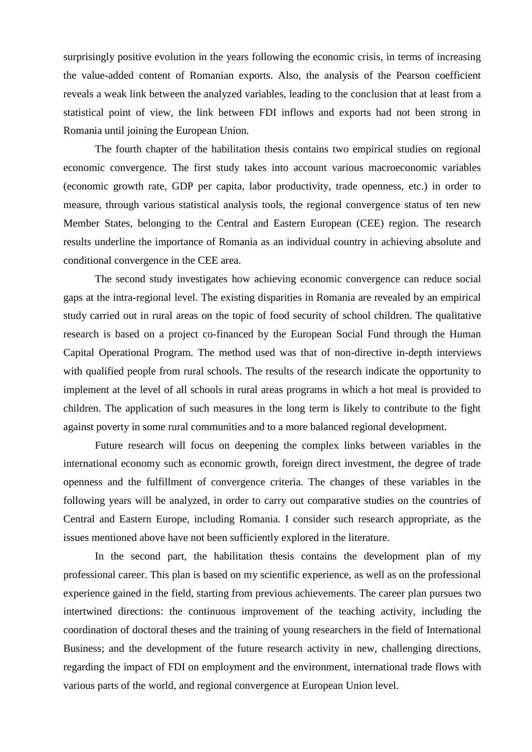surprisingly positive evolution in the years following the economic crisis, in terms of increasing the value-added content of Romanian exports. Also, the analysis of the Pearson coefficient reveals a weak link between the analyzed variables, leading to the conclusion that at least from a statistical point of view, the link between FDI inflows and exports had not been strong in Romania until joining the European Union.

The fourth chapter of the habilitation thesis contains two empirical studies on regional economic convergence. The first study takes into account various macroeconomic variables (economic growth rate, GDP per capita, labor productivity, trade openness, etc.) in order to measure, through various statistical analysis tools, the regional convergence status of ten new Member States, belonging to the Central and Eastern European (CEE) region. The research results underline the importance of Romania as an individual country in achieving absolute and conditional convergence in the CEE area.

The second study investigates how achieving economic convergence can reduce social gaps at the intra-regional level. The existing disparities in Romania are revealed by an empirical study carried out in rural areas on the topic of food security of school children. The qualitative research is based on a project co-financed by the European Social Fund through the Human Capital Operational Program. The method used was that of non-directive in-depth interviews with qualified people from rural schools. The results of the research indicate the opportunity to implement at the level of all schools in rural areas programs in which a hot meal is provided to children. The application of such measures in the long term is likely to contribute to the fight against poverty in some rural communities and to a more balanced regional development.

Future research will focus on deepening the complex links between variables in the international economy such as economic growth, foreign direct investment, the degree of trade openness and the fulfillment of convergence criteria. The changes of these variables in the following years will be analyzed, in order to carry out comparative studies on the countries of Central and Eastern Europe, including Romania. I consider such research appropriate, as the issues mentioned above have not been sufficiently explored in the literature.

In the second part, the habilitation thesis contains the development plan of my professional career. This plan is based on my scientific experience, as well as on the professional experience gained in the field, starting from previous achievements. The career plan pursues two intertwined directions: the continuous improvement of the teaching activity, including the coordination of doctoral theses and the training of young researchers in the field of International Business; and the development of the future research activity in new, challenging directions, regarding the impact of FDI on employment and the environment, international trade flows with various parts of the world, and regional convergence at European Union level.